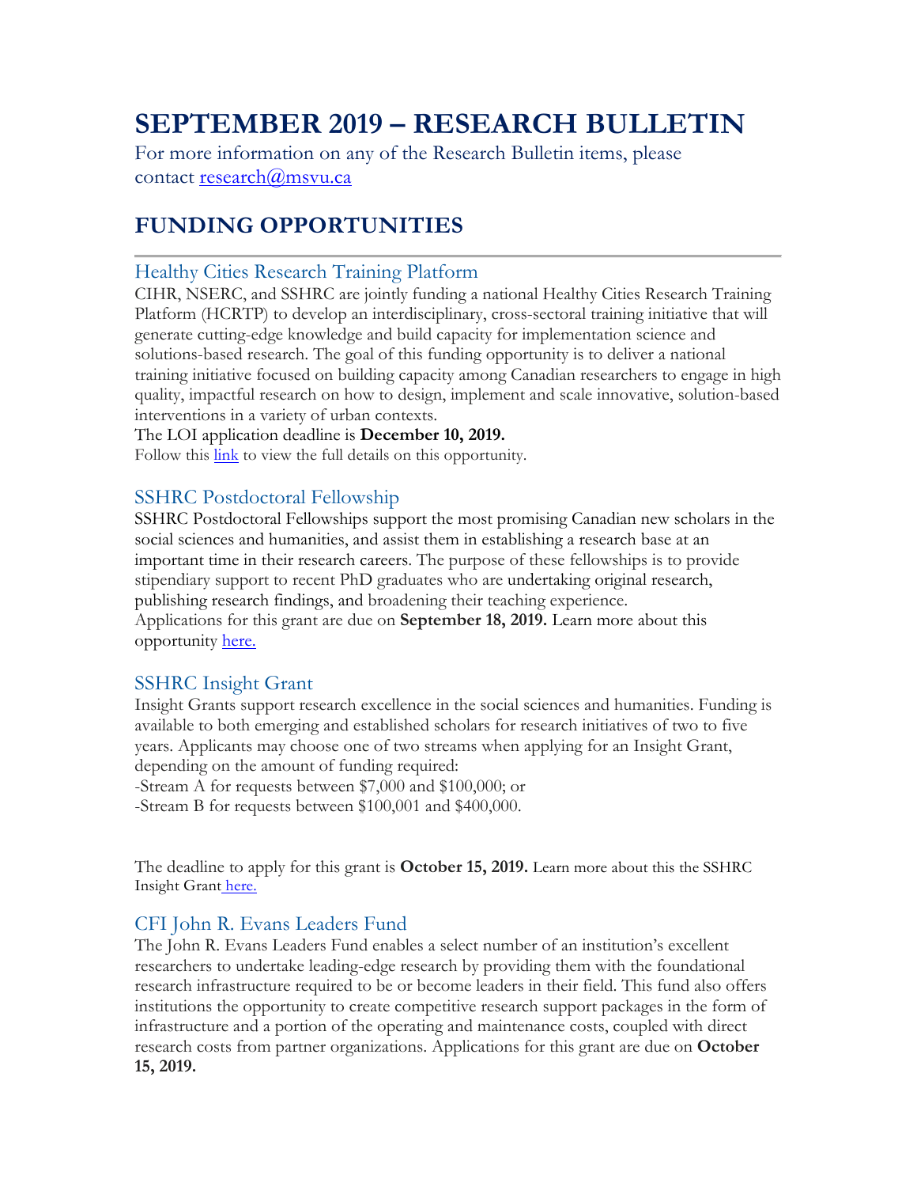# SEPTEMBER 2019 – RESEARCH BULLETIN

For more information on any of the Research Bulletin items, please contact [research@msvu.ca](mailto:research@msvu.ca)

## FUNDING OPPORTUNITIES

---

### Healthy Cities Research Training Platform

CIHR, NSERC, and SSHRC are jointly funding a national Healthy Cities Research Training Platform (HCRTP) to develop an interdisciplinary, cross-sectoral training initiative that will generate cutting-edge knowledge and build capacity for implementation science and solutions-based research. The goal of this funding opportunity is to deliver a national training initiative focused on building capacity among Canadian researchers to engage in high quality, impactful research on how to design, implement and scale innovative, solution-based interventions in a variety of urban contexts.

The LOI application deadline is **December 10, 2019.**

Follow this link to view the full details on this opportunity.

### SSHRC Postdoctoral Fellowship

SSHRC Postdoctoral Fellowships support the most promising Canadian new scholars in the social sciences and humanities, and assist them in establishing a research base at an important time in their research careers. The purpose of these fellowships is to provide stipendiary support to recent PhD graduates who are undertaking original research, publishing research findings, and broadening their teaching experience.

Applications for this grant are due on **September 18, 2019.** Learn more about this opportunity here.

### SSHRC Insight Grant

Insight Grants support research excellence in the social sciences and humanities. Funding is available to both emerging and established scholars for research initiatives of two to five years. Applicants may choose one of two streams when applying for an Insight Grant, depending on the amount of funding required:

-Stream A for requests between $7,000 and $100,000; or

-Stream B for requests between $100,001 and $400,000.

The deadline to apply for this grant is **October 15, 2019.** Learn more about this the SSHRC Insight Grant here.

### CFI John R. Evans Leaders Fund

The John R. Evans Leaders Fund enables a select number of an institution's excellent researchers to undertake leading-edge research by providing them with the foundational research infrastructure required to be or become leaders in their field. This fund also offers institutions the opportunity to create competitive research support packages in the form of infrastructure and a portion of the operating and maintenance costs, coupled with direct research costs from partner organizations. Applications for this grant are due on **October 15, 2019.**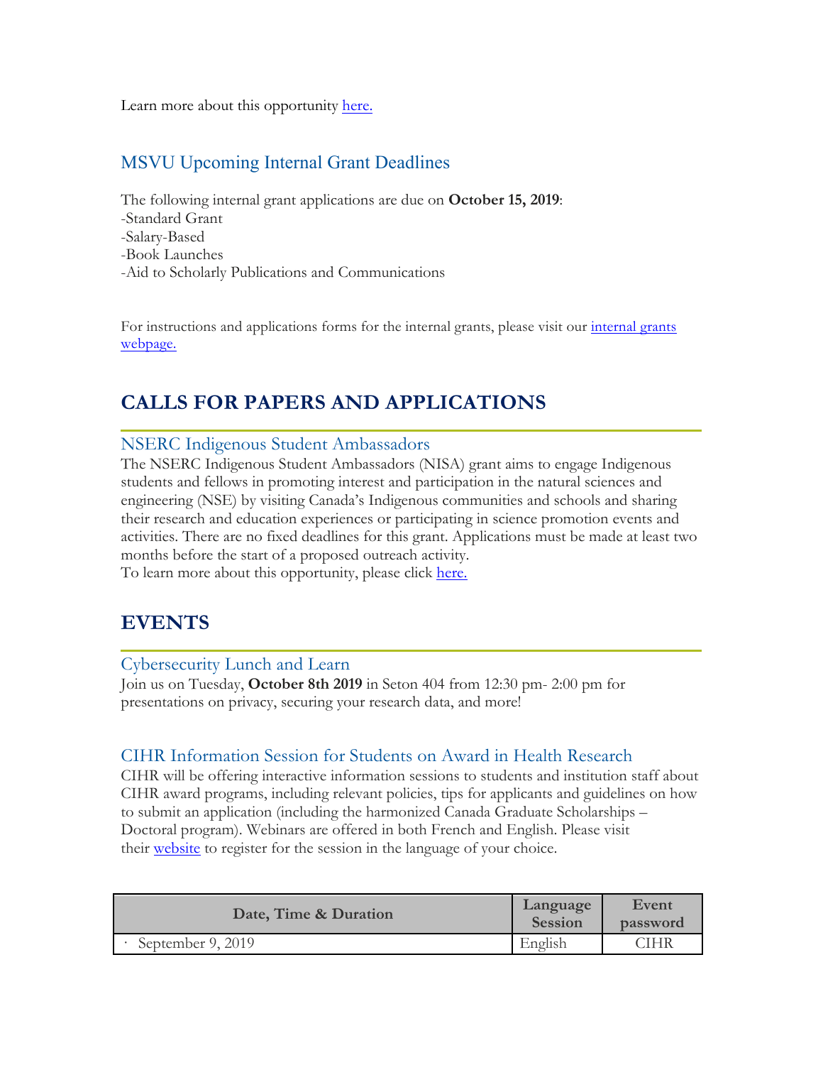Learn more about this opportunity here.

### MSVU Upcoming Internal Grant Deadlines

The following internal grant applications are due on **October 15, 2019**:
-Standard Grant
-Salary-Based
-Book Launches
-Aid to Scholarly Publications and Communications

For instructions and applications forms for the internal grants, please visit our internal grants webpage.

## CALLS FOR PAPERS AND APPLICATIONS

### NSERC Indigenous Student Ambassadors

The NSERC Indigenous Student Ambassadors (NISA) grant aims to engage Indigenous students and fellows in promoting interest and participation in the natural sciences and engineering (NSE) by visiting Canada's Indigenous communities and schools and sharing their research and education experiences or participating in science promotion events and activities. There are no fixed deadlines for this grant. Applications must be made at least two months before the start of a proposed outreach activity.
To learn more about this opportunity, please click here.

## EVENTS

### Cybersecurity Lunch and Learn

Join us on Tuesday, **October 8th 2019** in Seton 404 from 12:30 pm- 2:00 pm for presentations on privacy, securing your research data, and more!

### CIHR Information Session for Students on Award in Health Research

CIHR will be offering interactive information sessions to students and institution staff about CIHR award programs, including relevant policies, tips for applicants and guidelines on how to submit an application (including the harmonized Canada Graduate Scholarships – Doctoral program). Webinars are offered in both French and English. Please visit their website to register for the session in the language of your choice.

| Date, Time & Duration | Language Session | Event password |
|---|---|---|
| · September 9, 2019 | English | CIHR |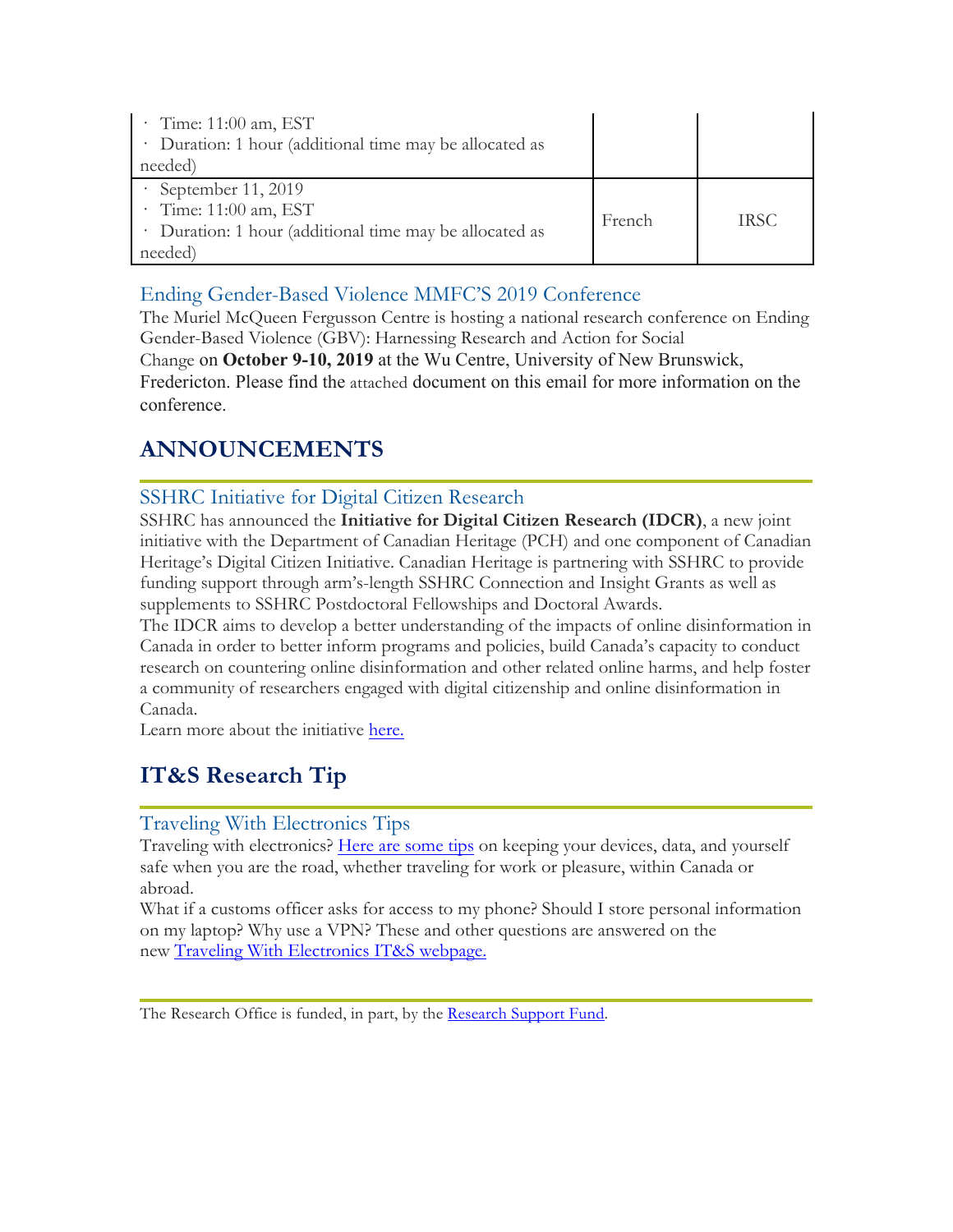| | | |
|---|---|---|
| · Time: 11:00 am, EST<br>· Duration: 1 hour (additional time may be allocated as needed) | | |
| · September 11, 2019<br>· Time: 11:00 am, EST<br>· Duration: 1 hour (additional time may be allocated as needed) | French | IRSC |

### Ending Gender-Based Violence MMFC'S 2019 Conference

The Muriel McQueen Fergusson Centre is hosting a national research conference on Ending Gender-Based Violence (GBV): Harnessing Research and Action for Social Change on **October 9-10, 2019** at the Wu Centre, University of New Brunswick, Fredericton. Please find the attached document on this email for more information on the conference.

## ANNOUNCEMENTS

### SSHRC Initiative for Digital Citizen Research

SSHRC has announced the **Initiative for Digital Citizen Research (IDCR)**, a new joint initiative with the Department of Canadian Heritage (PCH) and one component of Canadian Heritage's Digital Citizen Initiative. Canadian Heritage is partnering with SSHRC to provide funding support through arm's-length SSHRC Connection and Insight Grants as well as supplements to SSHRC Postdoctoral Fellowships and Doctoral Awards.

The IDCR aims to develop a better understanding of the impacts of online disinformation in Canada in order to better inform programs and policies, build Canada's capacity to conduct research on countering online disinformation and other related online harms, and help foster a community of researchers engaged with digital citizenship and online disinformation in Canada.

Learn more about the initiative here.

## IT&S Research Tip

### Traveling With Electronics Tips

Traveling with electronics? Here are some tips on keeping your devices, data, and yourself safe when you are the road, whether traveling for work or pleasure, within Canada or abroad.

What if a customs officer asks for access to my phone? Should I store personal information on my laptop? Why use a VPN? These and other questions are answered on the new Traveling With Electronics IT&S webpage.

---

The Research Office is funded, in part, by the Research Support Fund.